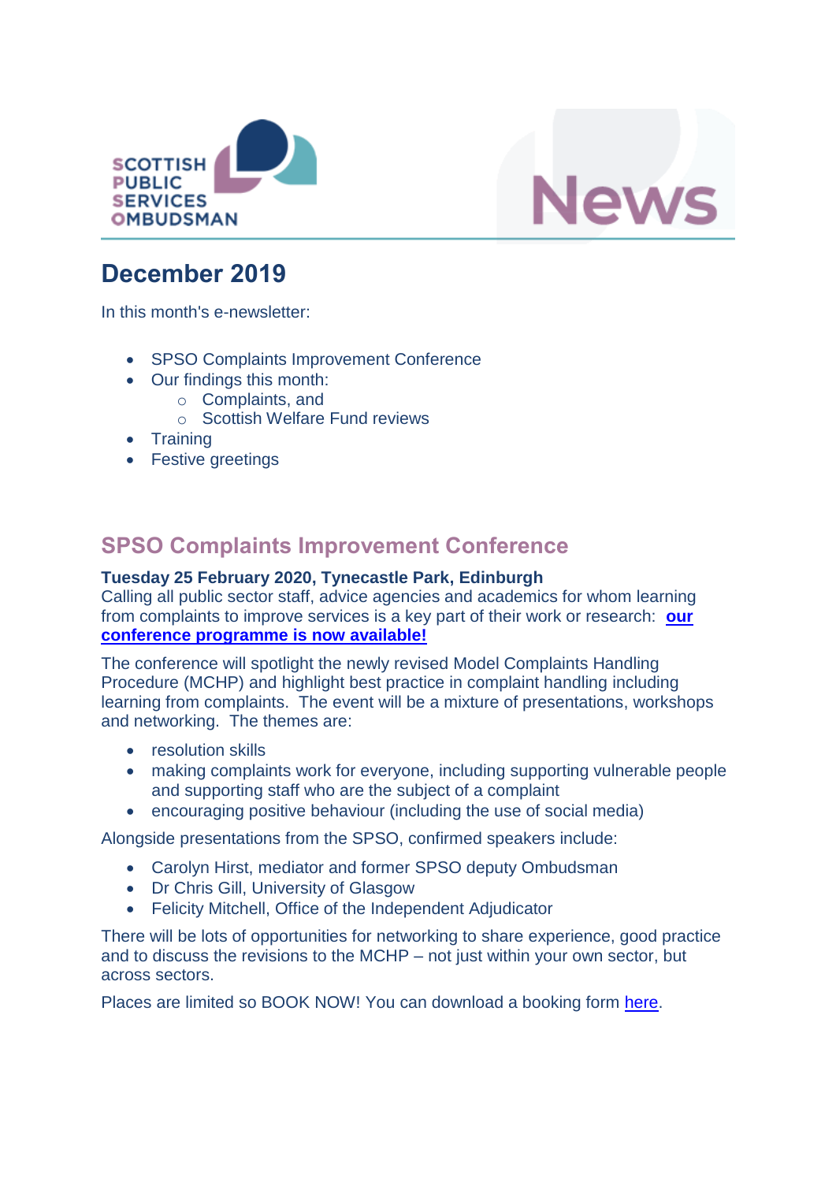SCOTTISH PUBLIC SERVICES OMBUDSMAN

News

## December 2019

In this month's e-newsletter:

- SPSO Complaints Improvement Conference
- Our findings this month:
  - Complaints, and
  - Scottish Welfare Fund reviews
- Training
- Festive greetings

## SPSO Complaints Improvement Conference

**Tuesday 25 February 2020, Tynecastle Park, Edinburgh**

Calling all public sector staff, advice agencies and academics for whom learning from complaints to improve services is a key part of their work or research: **our conference programme is now available!**

The conference will spotlight the newly revised Model Complaints Handling Procedure (MCHP) and highlight best practice in complaint handling including learning from complaints. The event will be a mixture of presentations, workshops and networking. The themes are:

- resolution skills
- making complaints work for everyone, including supporting vulnerable people and supporting staff who are the subject of a complaint
- encouraging positive behaviour (including the use of social media)

Alongside presentations from the SPSO, confirmed speakers include:

- Carolyn Hirst, mediator and former SPSO deputy Ombudsman
- Dr Chris Gill, University of Glasgow
- Felicity Mitchell, Office of the Independent Adjudicator

There will be lots of opportunities for networking to share experience, good practice and to discuss the revisions to the MCHP – not just within your own sector, but across sectors.

Places are limited so BOOK NOW! You can download a booking form here.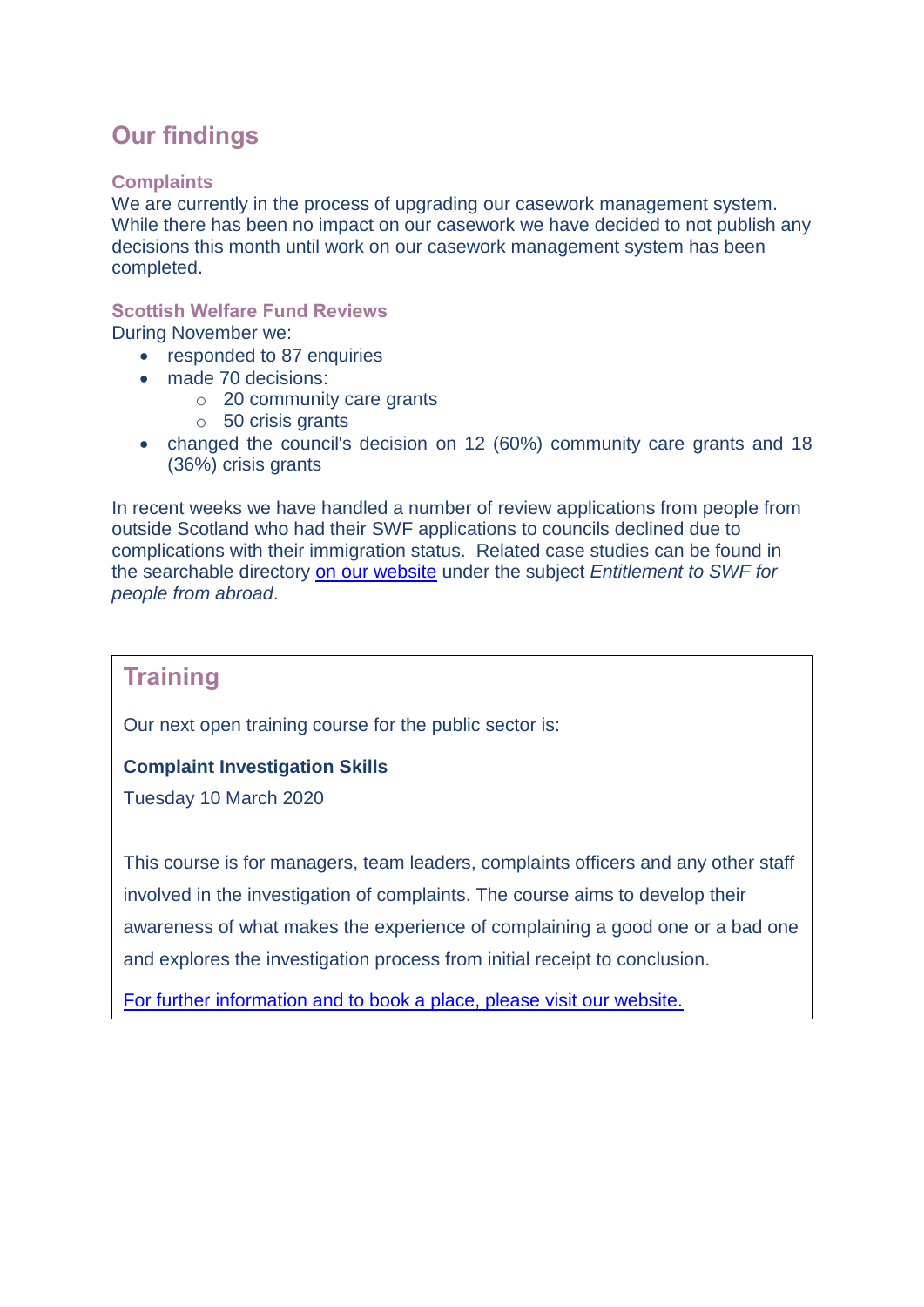## Our findings

### Complaints

We are currently in the process of upgrading our casework management system. While there has been no impact on our casework we have decided to not publish any decisions this month until work on our casework management system has been completed.

### Scottish Welfare Fund Reviews

During November we:

- responded to 87 enquiries
- made 70 decisions:
  - 20 community care grants
  - 50 crisis grants
- changed the council's decision on 12 (60%) community care grants and 18 (36%) crisis grants

In recent weeks we have handled a number of review applications from people from outside Scotland who had their SWF applications to councils declined due to complications with their immigration status. Related case studies can be found in the searchable directory on our website under the subject *Entitlement to SWF for people from abroad*.

## Training

Our next open training course for the public sector is:

**Complaint Investigation Skills**

Tuesday 10 March 2020

This course is for managers, team leaders, complaints officers and any other staff involved in the investigation of complaints. The course aims to develop their awareness of what makes the experience of complaining a good one or a bad one and explores the investigation process from initial receipt to conclusion.

For further information and to book a place, please visit our website.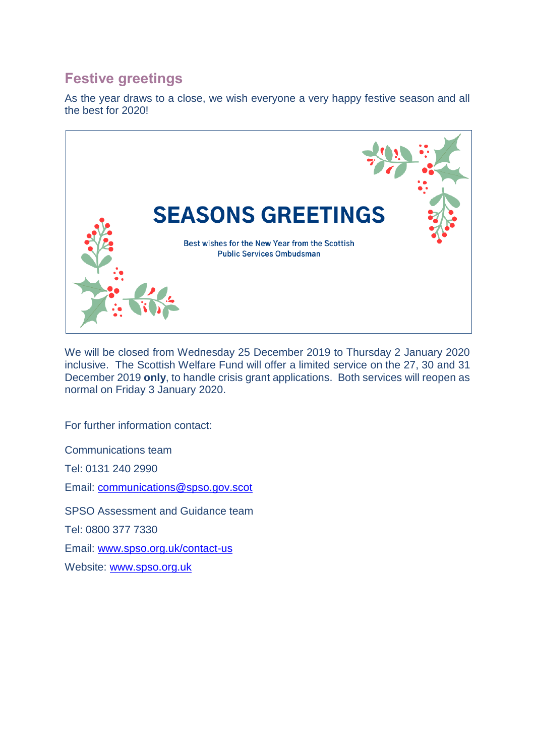## Festive greetings

As the year draws to a close, we wish everyone a very happy festive season and all the best for 2020!

SEASONS GREETINGS

Best wishes for the New Year from the Scottish Public Services Ombudsman

We will be closed from Wednesday 25 December 2019 to Thursday 2 January 2020 inclusive. The Scottish Welfare Fund will offer a limited service on the 27, 30 and 31 December 2019 **only**, to handle crisis grant applications. Both services will reopen as normal on Friday 3 January 2020.

For further information contact:

Communications team

Tel: 0131 240 2990

Email: communications@spso.gov.scot

SPSO Assessment and Guidance team

Tel: 0800 377 7330

Email: www.spso.org.uk/contact-us

Website: www.spso.org.uk